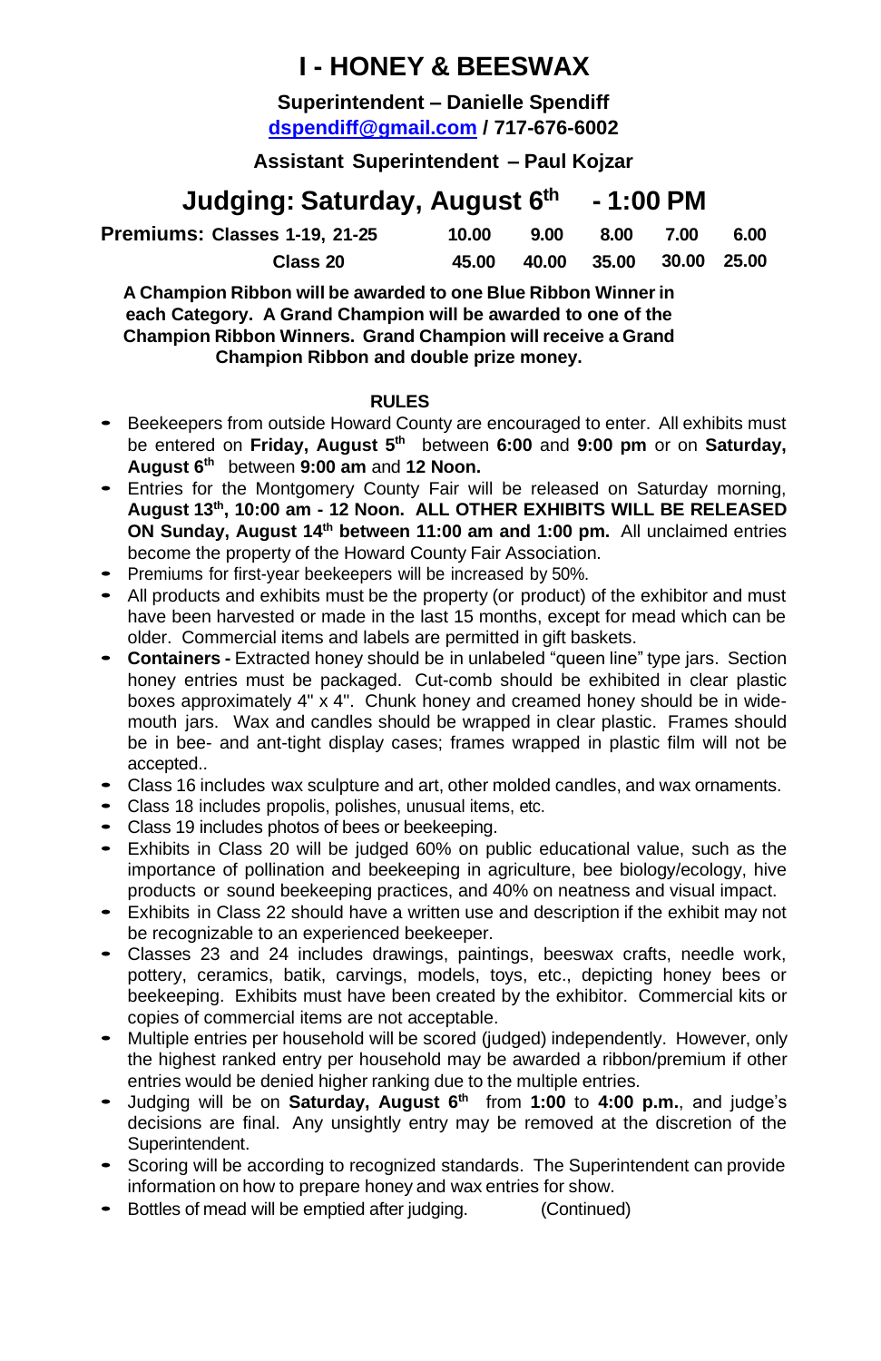# I - HONEY & BEESWAX

**Superintendent – Danielle Spendiff**
**dspendiff@gmail.com / 717-676-6002**

**Assistant Superintendent – Paul Kojzar**

## Judging: Saturday, August 6th - 1:00 PM

| Premiums: Classes 1-19, 21-25 | 10.00 | 9.00 | 8.00 | 7.00 | 6.00 |
|---|---|---|---|---|---|
| Class 20 | 45.00 | 40.00 | 35.00 | 30.00 | 25.00 |

**A Champion Ribbon will be awarded to one Blue Ribbon Winner in each Category. A Grand Champion will be awarded to one of the Champion Ribbon Winners. Grand Champion will receive a Grand Champion Ribbon and double prize money.**

### RULES

- Beekeepers from outside Howard County are encouraged to enter. All exhibits must be entered on **Friday, August 5th** between **6:00** and **9:00 pm** or on **Saturday, August 6th** between **9:00 am** and **12 Noon.**
- Entries for the Montgomery County Fair will be released on Saturday morning, **August 13th, 10:00 am - 12 Noon. ALL OTHER EXHIBITS WILL BE RELEASED ON Sunday, August 14th between 11:00 am and 1:00 pm.** All unclaimed entries become the property of the Howard County Fair Association.
- Premiums for first-year beekeepers will be increased by 50%.
- All products and exhibits must be the property (or product) of the exhibitor and must have been harvested or made in the last 15 months, except for mead which can be older. Commercial items and labels are permitted in gift baskets.
- **Containers -** Extracted honey should be in unlabeled "queen line" type jars. Section honey entries must be packaged. Cut-comb should be exhibited in clear plastic boxes approximately 4" x 4". Chunk honey and creamed honey should be in wide-mouth jars. Wax and candles should be wrapped in clear plastic. Frames should be in bee- and ant-tight display cases; frames wrapped in plastic film will not be accepted..
- Class 16 includes wax sculpture and art, other molded candles, and wax ornaments.
- Class 18 includes propolis, polishes, unusual items, etc.
- Class 19 includes photos of bees or beekeeping.
- Exhibits in Class 20 will be judged 60% on public educational value, such as the importance of pollination and beekeeping in agriculture, bee biology/ecology, hive products or sound beekeeping practices, and 40% on neatness and visual impact.
- Exhibits in Class 22 should have a written use and description if the exhibit may not be recognizable to an experienced beekeeper.
- Classes 23 and 24 includes drawings, paintings, beeswax crafts, needle work, pottery, ceramics, batik, carvings, models, toys, etc., depicting honey bees or beekeeping. Exhibits must have been created by the exhibitor. Commercial kits or copies of commercial items are not acceptable.
- Multiple entries per household will be scored (judged) independently. However, only the highest ranked entry per household may be awarded a ribbon/premium if other entries would be denied higher ranking due to the multiple entries.
- Judging will be on **Saturday, August 6th** from **1:00** to **4:00 p.m.**, and judge's decisions are final. Any unsightly entry may be removed at the discretion of the Superintendent.
- Scoring will be according to recognized standards. The Superintendent can provide information on how to prepare honey and wax entries for show.
- Bottles of mead will be emptied after judging. (Continued)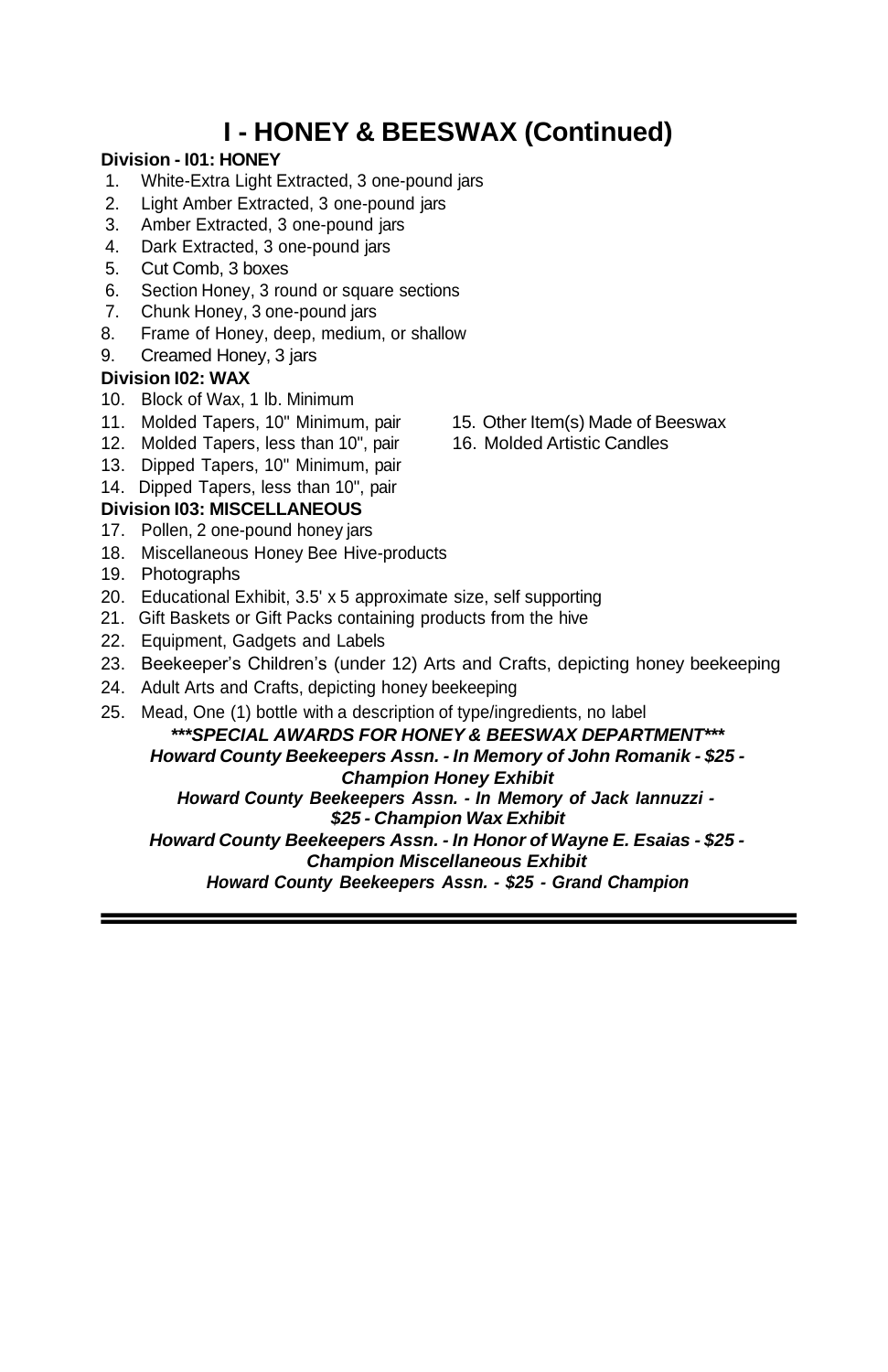# I - HONEY & BEESWAX (Continued)

**Division - I01: HONEY**

1. White-Extra Light Extracted, 3 one-pound jars
2. Light Amber Extracted, 3 one-pound jars
3. Amber Extracted, 3 one-pound jars
4. Dark Extracted, 3 one-pound jars
5. Cut Comb, 3 boxes
6. Section Honey, 3 round or square sections
7. Chunk Honey, 3 one-pound jars
8. Frame of Honey, deep, medium, or shallow
9. Creamed Honey, 3 jars

**Division I02: WAX**

10. Block of Wax, 1 lb. Minimum
11. Molded Tapers, 10" Minimum, pair
12. Molded Tapers, less than 10", pair
13. Dipped Tapers, 10" Minimum, pair
14. Dipped Tapers, less than 10", pair
15. Other Item(s) Made of Beeswax
16. Molded Artistic Candles

**Division I03: MISCELLANEOUS**

17. Pollen, 2 one-pound honey jars
18. Miscellaneous Honey Bee Hive-products
19. Photographs
20. Educational Exhibit, 3.5' x 5 approximate size, self supporting
21. Gift Baskets or Gift Packs containing products from the hive
22. Equipment, Gadgets and Labels
23. Beekeeper's Children's (under 12) Arts and Crafts, depicting honey beekeeping
24. Adult Arts and Crafts, depicting honey beekeeping
25. Mead, One (1) bottle with a description of type/ingredients, no label

***\*\*\*SPECIAL AWARDS FOR HONEY & BEESWAX DEPARTMENT\*\*\****

***Howard County Beekeepers Assn. - In Memory of John Romanik - $25 - Champion Honey Exhibit***

***Howard County Beekeepers Assn. - In Memory of Jack Iannuzzi - $25 - Champion Wax Exhibit***

***Howard County Beekeepers Assn. - In Honor of Wayne E. Esaias - $25 - Champion Miscellaneous Exhibit***

***Howard County Beekeepers Assn. - $25 - Grand Champion***